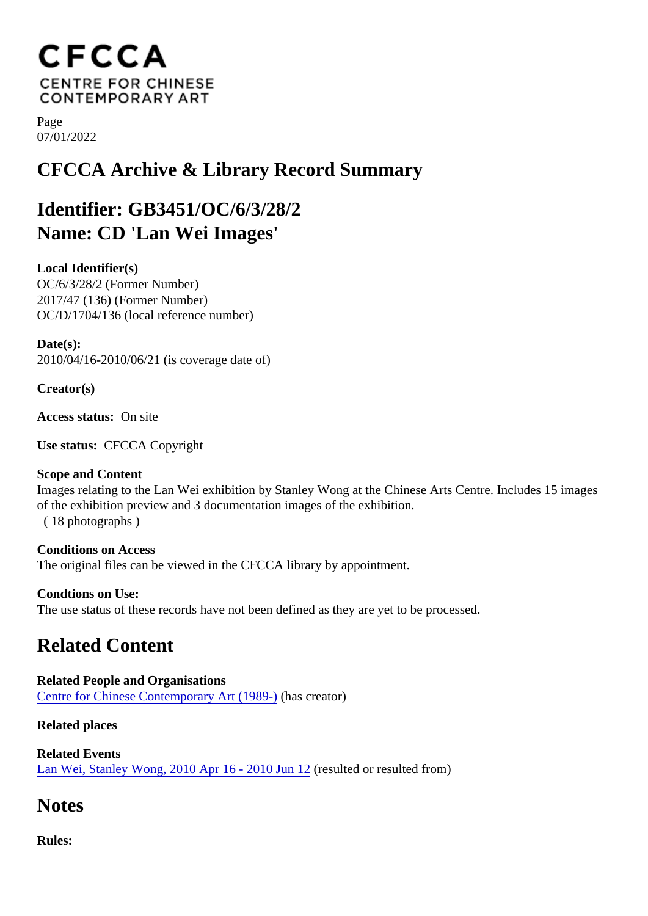# CFCCA
CENTRE FOR CHINESE CONTEMPORARY ART

Page
07/01/2022

## CFCCA Archive & Library Record Summary

## Identifier: GB3451/OC/6/3/28/2
## Name: CD 'Lan Wei Images'

**Local Identifier(s)**
OC/6/3/28/2 (Former Number)
2017/47 (136) (Former Number)
OC/D/1704/136 (local reference number)

**Date(s):**
2010/04/16-2010/06/21 (is coverage date of)

**Creator(s)**

**Access status:** On site

**Use status:** CFCCA Copyright

**Scope and Content**
Images relating to the Lan Wei exhibition by Stanley Wong at the Chinese Arts Centre. Includes 15 images of the exhibition preview and 3 documentation images of the exhibition.
( 18 photographs )

**Conditions on Access**
The original files can be viewed in the CFCCA library by appointment.

**Condtions on Use:**
The use status of these records have not been defined as they are yet to be processed.

## Related Content

**Related People and Organisations**
Centre for Chinese Contemporary Art (1989-) (has creator)

**Related places**

**Related Events**
Lan Wei, Stanley Wong, 2010 Apr 16 - 2010 Jun 12 (resulted or resulted from)

## Notes

**Rules:**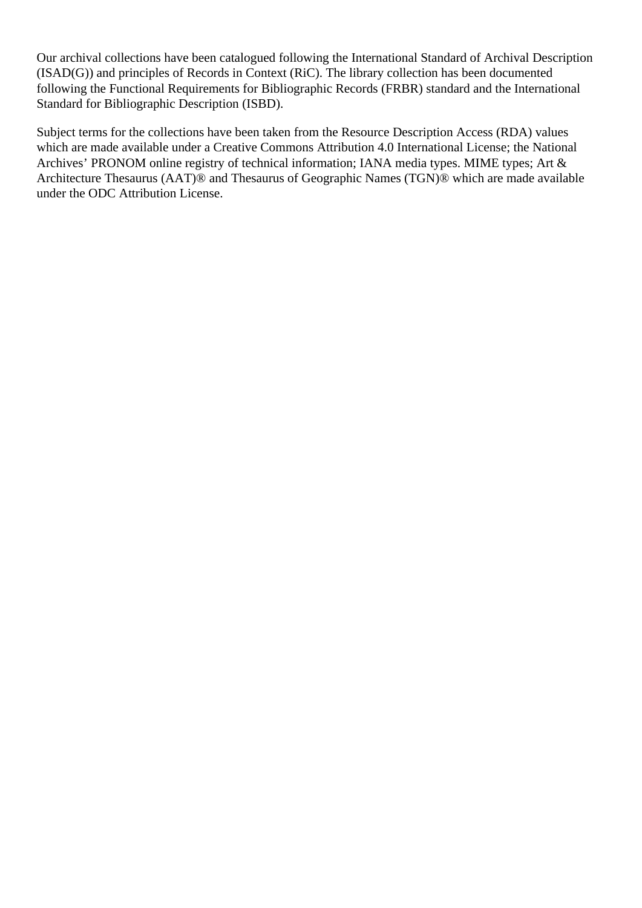Our archival collections have been catalogued following the International Standard of Archival Description (ISAD(G)) and principles of Records in Context (RiC). The library collection has been documented following the Functional Requirements for Bibliographic Records (FRBR) standard and the International Standard for Bibliographic Description (ISBD).

Subject terms for the collections have been taken from the Resource Description Access (RDA) values which are made available under a Creative Commons Attribution 4.0 International License; the National Archives' PRONOM online registry of technical information; IANA media types. MIME types; Art & Architecture Thesaurus (AAT)® and Thesaurus of Geographic Names (TGN)® which are made available under the ODC Attribution License.